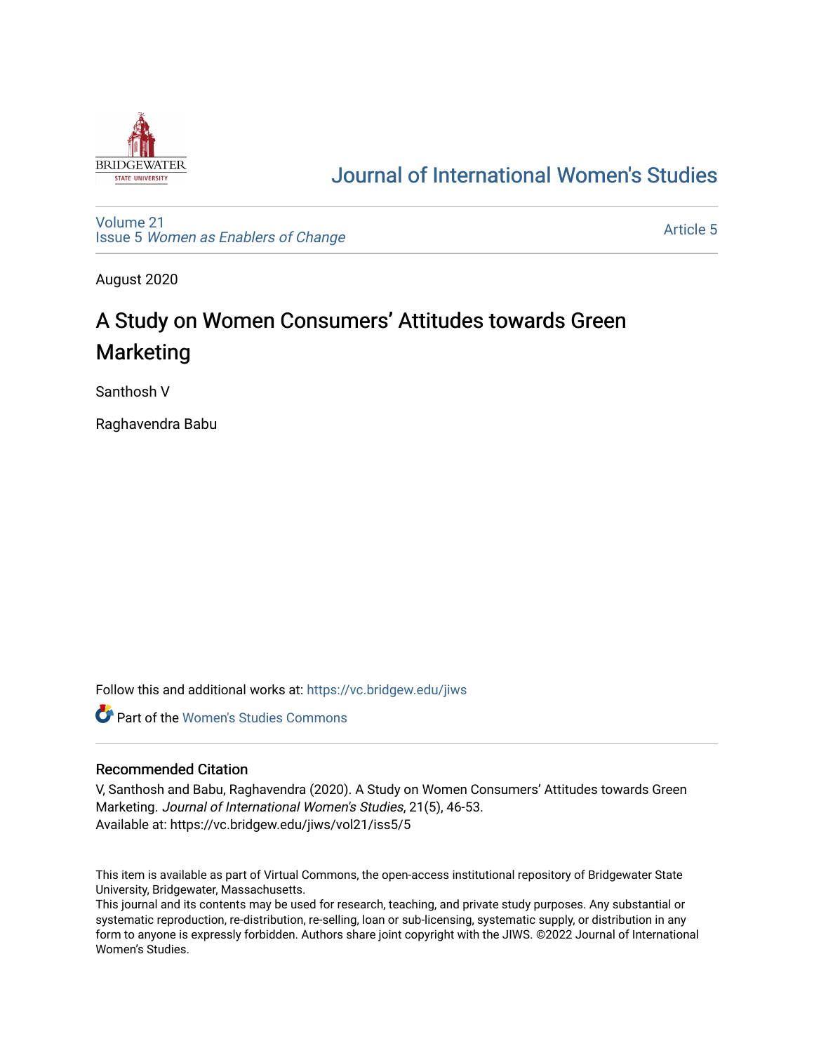# Journal of International Women's Studies

Volume 21
Issue 5 *Women as Enablers of Change*

Article 5

August 2020

# A Study on Women Consumers' Attitudes towards Green Marketing

Santhosh V

Raghavendra Babu

Follow this and additional works at: https://vc.bridgew.edu/jiws

Part of the Women's Studies Commons

## Recommended Citation

V, Santhosh and Babu, Raghavendra (2020). A Study on Women Consumers' Attitudes towards Green Marketing. *Journal of International Women's Studies*, 21(5), 46-53.
Available at: https://vc.bridgew.edu/jiws/vol21/iss5/5

This item is available as part of Virtual Commons, the open-access institutional repository of Bridgewater State University, Bridgewater, Massachusetts.
This journal and its contents may be used for research, teaching, and private study purposes. Any substantial or systematic reproduction, re-distribution, re-selling, loan or sub-licensing, systematic supply, or distribution in any form to anyone is expressly forbidden. Authors share joint copyright with the JIWS. ©2022 Journal of International Women's Studies.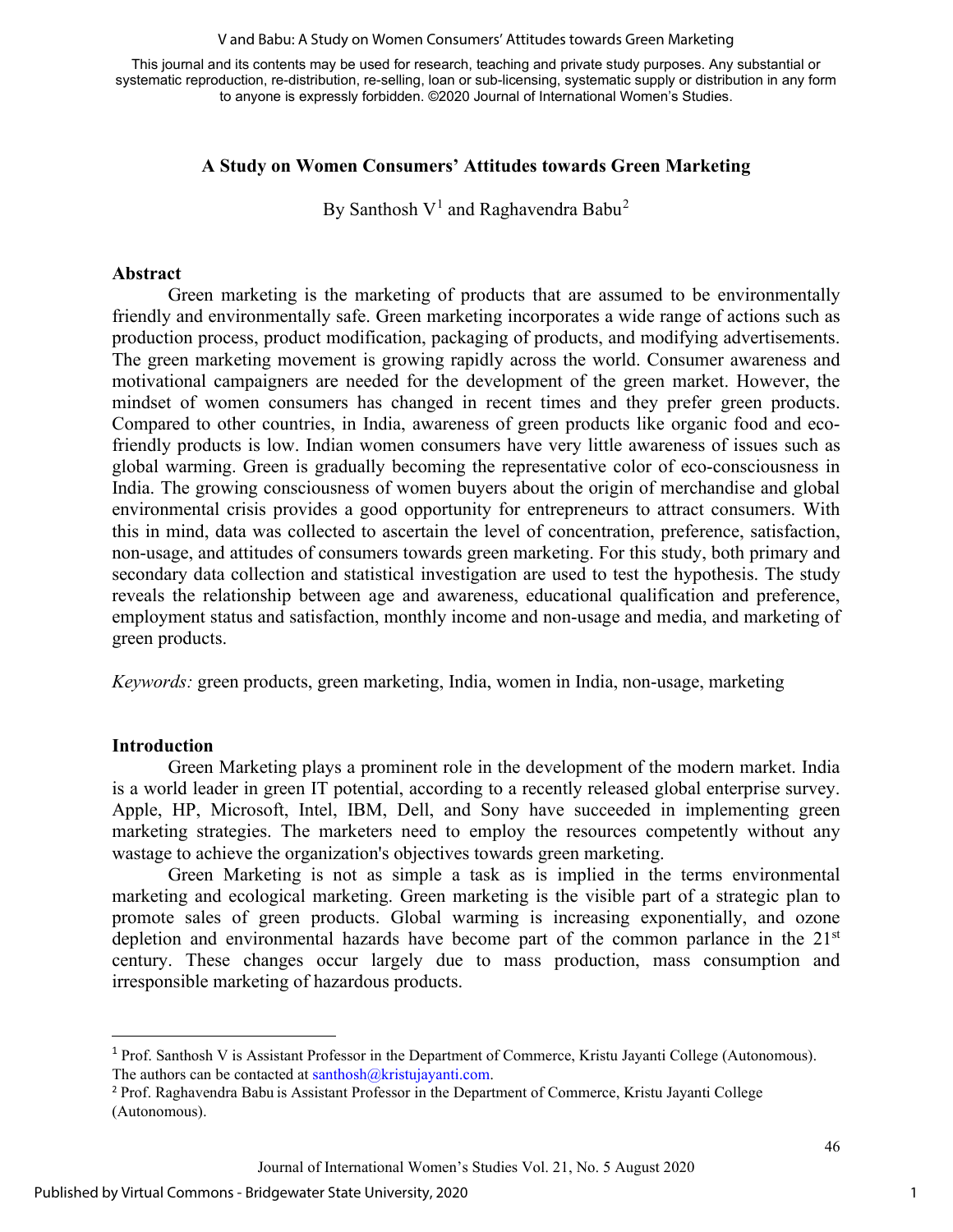# A Study on Women Consumers' Attitudes towards Green Marketing

By Santhosh V[1] and Raghavendra Babu[2]

## Abstract

Green marketing is the marketing of products that are assumed to be environmentally friendly and environmentally safe. Green marketing incorporates a wide range of actions such as production process, product modification, packaging of products, and modifying advertisements. The green marketing movement is growing rapidly across the world. Consumer awareness and motivational campaigners are needed for the development of the green market. However, the mindset of women consumers has changed in recent times and they prefer green products. Compared to other countries, in India, awareness of green products like organic food and eco-friendly products is low. Indian women consumers have very little awareness of issues such as global warming. Green is gradually becoming the representative color of eco-consciousness in India. The growing consciousness of women buyers about the origin of merchandise and global environmental crisis provides a good opportunity for entrepreneurs to attract consumers. With this in mind, data was collected to ascertain the level of concentration, preference, satisfaction, non-usage, and attitudes of consumers towards green marketing. For this study, both primary and secondary data collection and statistical investigation are used to test the hypothesis. The study reveals the relationship between age and awareness, educational qualification and preference, employment status and satisfaction, monthly income and non-usage and media, and marketing of green products.

*Keywords:* green products, green marketing, India, women in India, non-usage, marketing

## Introduction

Green Marketing plays a prominent role in the development of the modern market. India is a world leader in green IT potential, according to a recently released global enterprise survey. Apple, HP, Microsoft, Intel, IBM, Dell, and Sony have succeeded in implementing green marketing strategies. The marketers need to employ the resources competently without any wastage to achieve the organization's objectives towards green marketing.

Green Marketing is not as simple a task as is implied in the terms environmental marketing and ecological marketing. Green marketing is the visible part of a strategic plan to promote sales of green products. Global warming is increasing exponentially, and ozone depletion and environmental hazards have become part of the common parlance in the 21st century. These changes occur largely due to mass production, mass consumption and irresponsible marketing of hazardous products.

---

[1] Prof. Santhosh V is Assistant Professor in the Department of Commerce, Kristu Jayanti College (Autonomous). The authors can be contacted at santhosh@kristujayanti.com.

[2] Prof. Raghavendra Babu is Assistant Professor in the Department of Commerce, Kristu Jayanti College (Autonomous).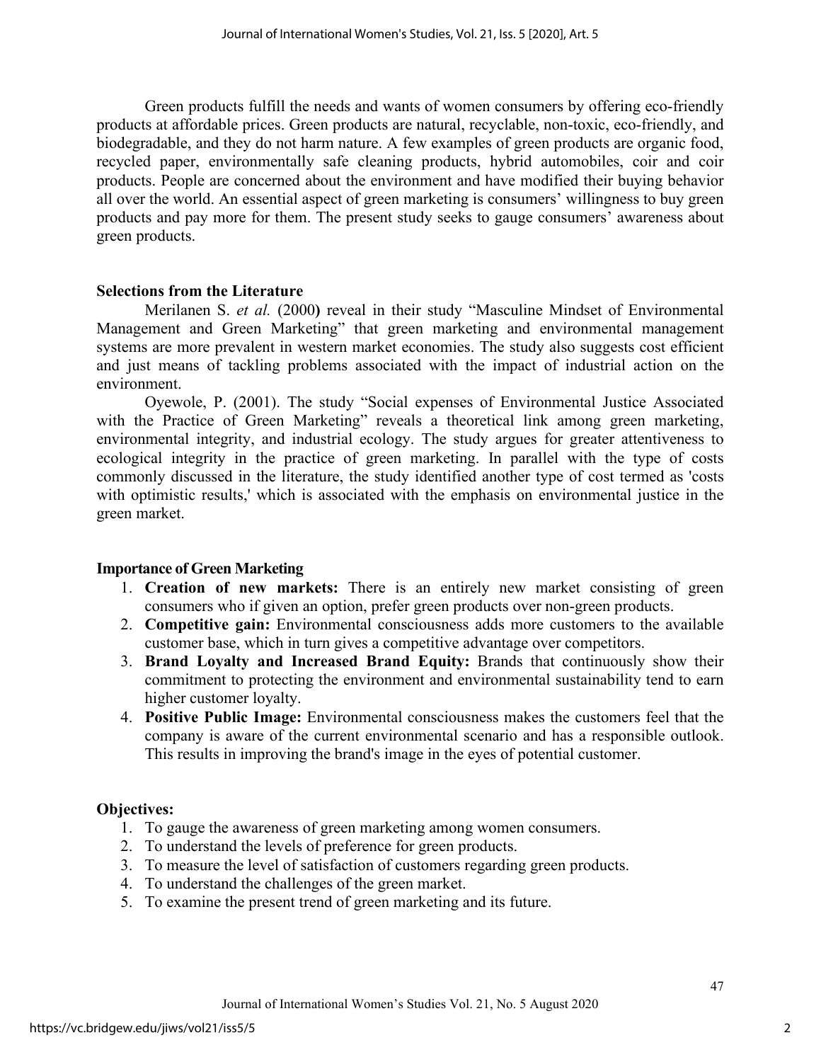Green products fulfill the needs and wants of women consumers by offering eco-friendly products at affordable prices. Green products are natural, recyclable, non-toxic, eco-friendly, and biodegradable, and they do not harm nature. A few examples of green products are organic food, recycled paper, environmentally safe cleaning products, hybrid automobiles, coir and coir products. People are concerned about the environment and have modified their buying behavior all over the world. An essential aspect of green marketing is consumers' willingness to buy green products and pay more for them. The present study seeks to gauge consumers' awareness about green products.

## Selections from the Literature

Merilanen S. *et al.* (2000**)** reveal in their study "Masculine Mindset of Environmental Management and Green Marketing" that green marketing and environmental management systems are more prevalent in western market economies. The study also suggests cost efficient and just means of tackling problems associated with the impact of industrial action on the environment.

Oyewole, P. (2001). The study "Social expenses of Environmental Justice Associated with the Practice of Green Marketing" reveals a theoretical link among green marketing, environmental integrity, and industrial ecology. The study argues for greater attentiveness to ecological integrity in the practice of green marketing. In parallel with the type of costs commonly discussed in the literature, the study identified another type of cost termed as 'costs with optimistic results,' which is associated with the emphasis on environmental justice in the green market.

## Importance of Green Marketing

1. **Creation of new markets:** There is an entirely new market consisting of green consumers who if given an option, prefer green products over non-green products.
2. **Competitive gain:** Environmental consciousness adds more customers to the available customer base, which in turn gives a competitive advantage over competitors.
3. **Brand Loyalty and Increased Brand Equity:** Brands that continuously show their commitment to protecting the environment and environmental sustainability tend to earn higher customer loyalty.
4. **Positive Public Image:** Environmental consciousness makes the customers feel that the company is aware of the current environmental scenario and has a responsible outlook. This results in improving the brand's image in the eyes of potential customer.

## Objectives:

1. To gauge the awareness of green marketing among women consumers.
2. To understand the levels of preference for green products.
3. To measure the level of satisfaction of customers regarding green products.
4. To understand the challenges of the green market.
5. To examine the present trend of green marketing and its future.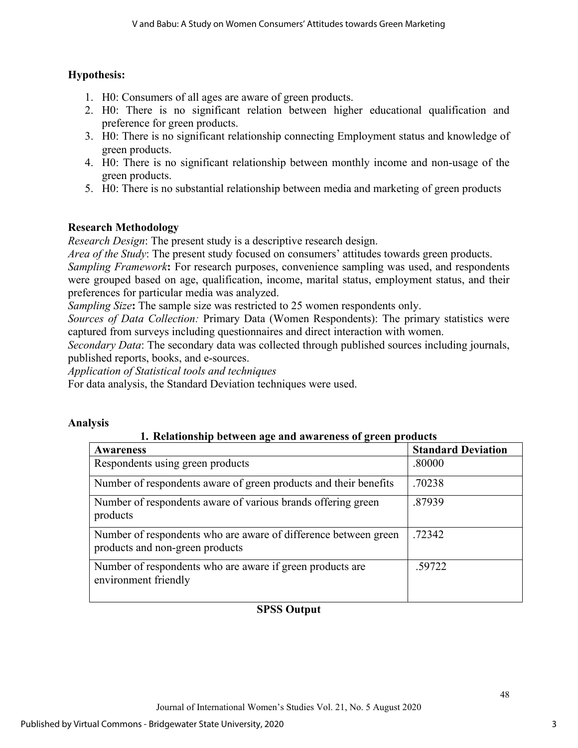## Hypothesis:

1. H0: Consumers of all ages are aware of green products.
2. H0: There is no significant relation between higher educational qualification and preference for green products.
3. H0: There is no significant relationship connecting Employment status and knowledge of green products.
4. H0: There is no significant relationship between monthly income and non-usage of the green products.
5. H0: There is no substantial relationship between media and marketing of green products

## Research Methodology

*Research Design*: The present study is a descriptive research design.

*Area of the Study*: The present study focused on consumers' attitudes towards green products.

*Sampling Framework*: For research purposes, convenience sampling was used, and respondents were grouped based on age, qualification, income, marital status, employment status, and their preferences for particular media was analyzed.

*Sampling Size*: The sample size was restricted to 25 women respondents only.

*Sources of Data Collection:* Primary Data (Women Respondents): The primary statistics were captured from surveys including questionnaires and direct interaction with women.

*Secondary Data*: The secondary data was collected through published sources including journals, published reports, books, and e-sources.

*Application of Statistical tools and techniques*

For data analysis, the Standard Deviation techniques were used.

## Analysis

**1. Relationship between age and awareness of green products**

| Awareness | Standard Deviation |
|---|---|
| Respondents using green products | .80000 |
| Number of respondents aware of green products and their benefits | .70238 |
| Number of respondents aware of various brands offering green products | .87939 |
| Number of respondents who are aware of difference between green products and non-green products | .72342 |
| Number of respondents who are aware if green products are environment friendly | .59722 |

**SPSS Output**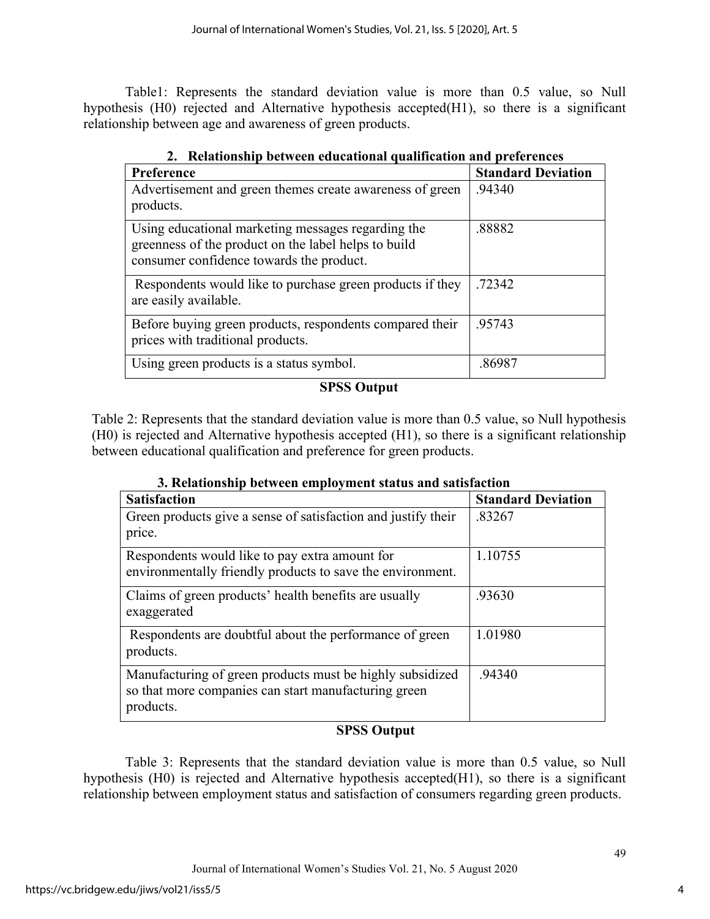Table1: Represents the standard deviation value is more than 0.5 value, so Null hypothesis (H0) rejected and Alternative hypothesis accepted(H1), so there is a significant relationship between age and awareness of green products.

**2. Relationship between educational qualification and preferences**

| Preference | Standard Deviation |
|---|---|
| Advertisement and green themes create awareness of green products. | .94340 |
| Using educational marketing messages regarding the greenness of the product on the label helps to build consumer confidence towards the product. | .88882 |
| Respondents would like to purchase green products if they are easily available. | .72342 |
| Before buying green products, respondents compared their prices with traditional products. | .95743 |
| Using green products is a status symbol. | .86987 |

**SPSS Output**

Table 2: Represents that the standard deviation value is more than 0.5 value, so Null hypothesis (H0) is rejected and Alternative hypothesis accepted (H1), so there is a significant relationship between educational qualification and preference for green products.

**3. Relationship between employment status and satisfaction**

| Satisfaction | Standard Deviation |
|---|---|
| Green products give a sense of satisfaction and justify their price. | .83267 |
| Respondents would like to pay extra amount for environmentally friendly products to save the environment. | 1.10755 |
| Claims of green products' health benefits are usually exaggerated | .93630 |
| Respondents are doubtful about the performance of green products. | 1.01980 |
| Manufacturing of green products must be highly subsidized so that more companies can start manufacturing green products. | .94340 |

**SPSS Output**

Table 3: Represents that the standard deviation value is more than 0.5 value, so Null hypothesis (H0) is rejected and Alternative hypothesis accepted(H1), so there is a significant relationship between employment status and satisfaction of consumers regarding green products.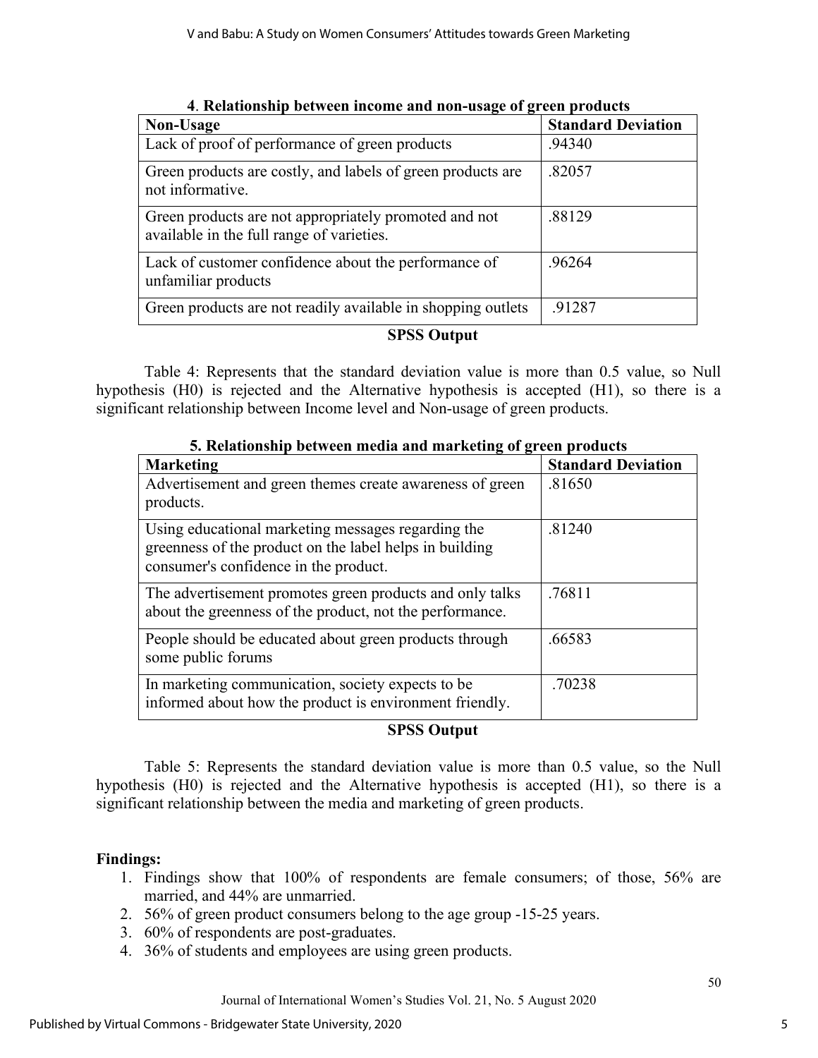**4. Relationship between income and non-usage of green products**

| Non-Usage | Standard Deviation |
|---|---|
| Lack of proof of performance of green products | .94340 |
| Green products are costly, and labels of green products are not informative. | .82057 |
| Green products are not appropriately promoted and not available in the full range of varieties. | .88129 |
| Lack of customer confidence about the performance of unfamiliar products | .96264 |
| Green products are not readily available in shopping outlets | .91287 |

**SPSS Output**

Table 4: Represents that the standard deviation value is more than 0.5 value, so Null hypothesis (H0) is rejected and the Alternative hypothesis is accepted (H1), so there is a significant relationship between Income level and Non-usage of green products.

**5. Relationship between media and marketing of green products**

| Marketing | Standard Deviation |
|---|---|
| Advertisement and green themes create awareness of green products. | .81650 |
| Using educational marketing messages regarding the greenness of the product on the label helps in building consumer's confidence in the product. | .81240 |
| The advertisement promotes green products and only talks about the greenness of the product, not the performance. | .76811 |
| People should be educated about green products through some public forums | .66583 |
| In marketing communication, society expects to be informed about how the product is environment friendly. | .70238 |

**SPSS Output**

Table 5: Represents the standard deviation value is more than 0.5 value, so the Null hypothesis (H0) is rejected and the Alternative hypothesis is accepted (H1), so there is a significant relationship between the media and marketing of green products.

**Findings:**

1. Findings show that 100% of respondents are female consumers; of those, 56% are married, and 44% are unmarried.
2. 56% of green product consumers belong to the age group -15-25 years.
3. 60% of respondents are post-graduates.
4. 36% of students and employees are using green products.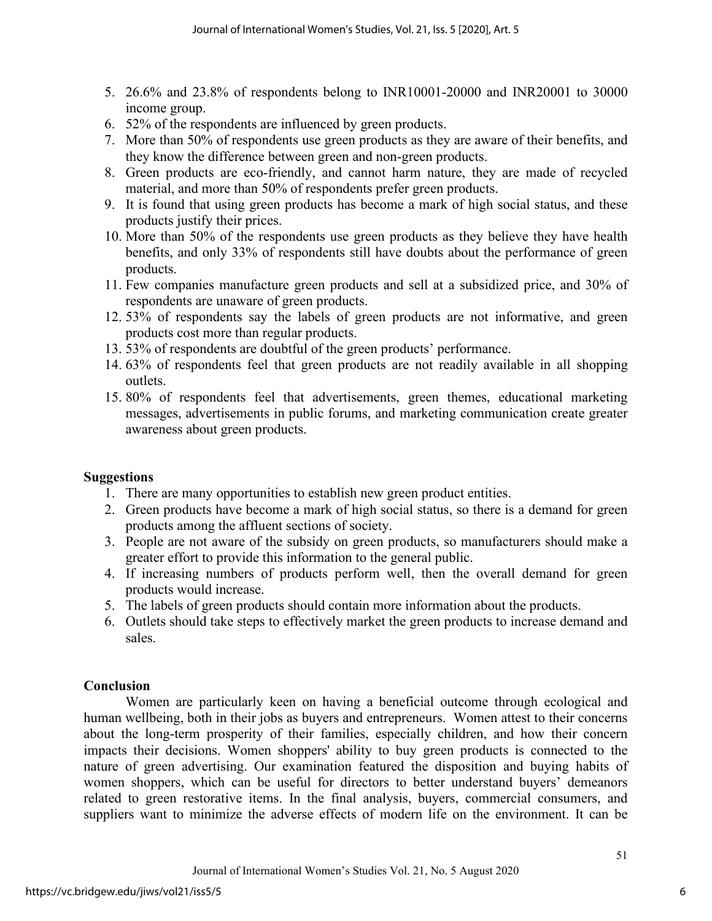5. 26.6% and 23.8% of respondents belong to INR10001-20000 and INR20001 to 30000 income group.
6. 52% of the respondents are influenced by green products.
7. More than 50% of respondents use green products as they are aware of their benefits, and they know the difference between green and non-green products.
8. Green products are eco-friendly, and cannot harm nature, they are made of recycled material, and more than 50% of respondents prefer green products.
9. It is found that using green products has become a mark of high social status, and these products justify their prices.
10. More than 50% of the respondents use green products as they believe they have health benefits, and only 33% of respondents still have doubts about the performance of green products.
11. Few companies manufacture green products and sell at a subsidized price, and 30% of respondents are unaware of green products.
12. 53% of respondents say the labels of green products are not informative, and green products cost more than regular products.
13. 53% of respondents are doubtful of the green products' performance.
14. 63% of respondents feel that green products are not readily available in all shopping outlets.
15. 80% of respondents feel that advertisements, green themes, educational marketing messages, advertisements in public forums, and marketing communication create greater awareness about green products.

## Suggestions

1. There are many opportunities to establish new green product entities.
2. Green products have become a mark of high social status, so there is a demand for green products among the affluent sections of society.
3. People are not aware of the subsidy on green products, so manufacturers should make a greater effort to provide this information to the general public.
4. If increasing numbers of products perform well, then the overall demand for green products would increase.
5. The labels of green products should contain more information about the products.
6. Outlets should take steps to effectively market the green products to increase demand and sales.

## Conclusion

Women are particularly keen on having a beneficial outcome through ecological and human wellbeing, both in their jobs as buyers and entrepreneurs. Women attest to their concerns about the long-term prosperity of their families, especially children, and how their concern impacts their decisions. Women shoppers' ability to buy green products is connected to the nature of green advertising. Our examination featured the disposition and buying habits of women shoppers, which can be useful for directors to better understand buyers' demeanors related to green restorative items. In the final analysis, buyers, commercial consumers, and suppliers want to minimize the adverse effects of modern life on the environment. It can be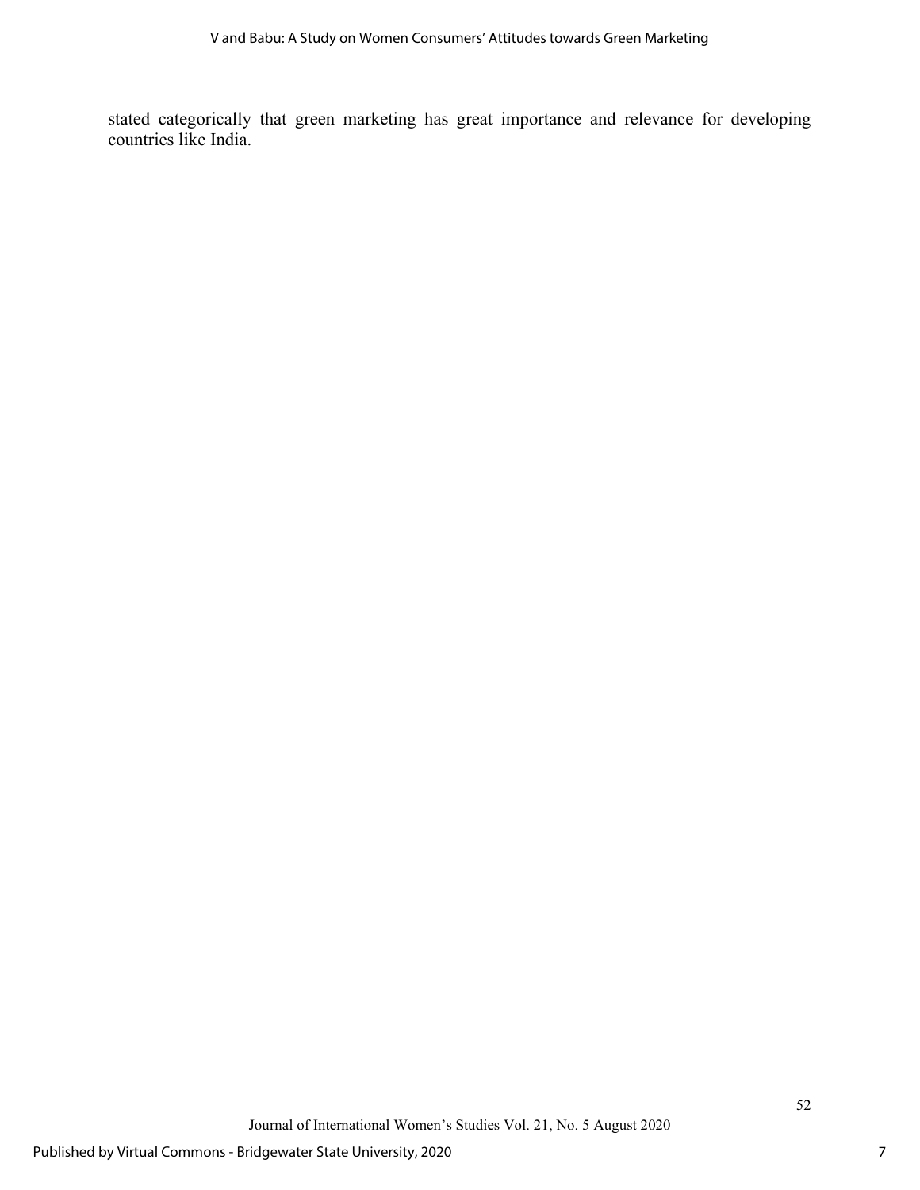stated categorically that green marketing has great importance and relevance for developing countries like India.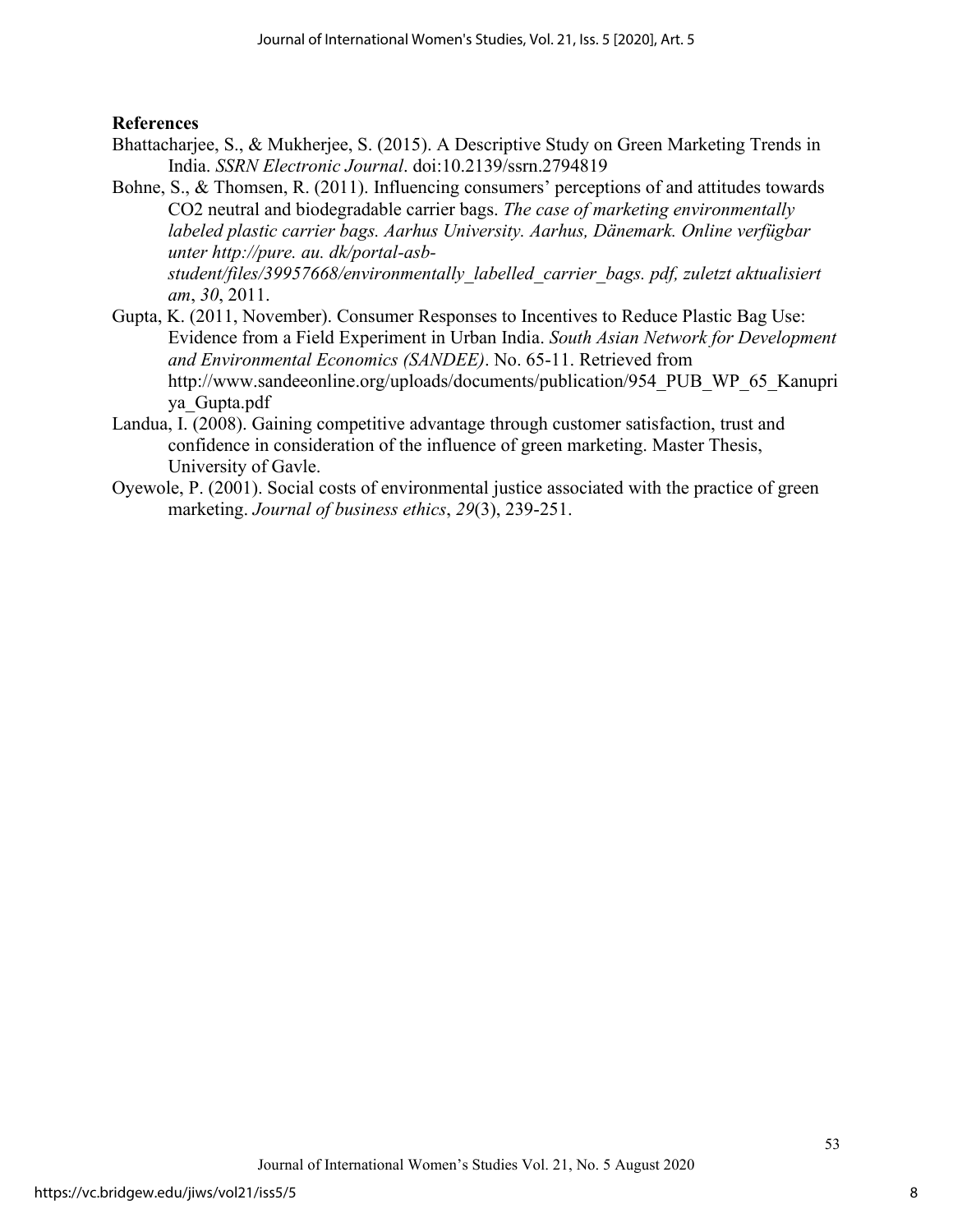## References

Bhattacharjee, S., & Mukherjee, S. (2015). A Descriptive Study on Green Marketing Trends in India. *SSRN Electronic Journal*. doi:10.2139/ssrn.2794819

Bohne, S., & Thomsen, R. (2011). Influencing consumers' perceptions of and attitudes towards CO2 neutral and biodegradable carrier bags. *The case of marketing environmentally labeled plastic carrier bags. Aarhus University. Aarhus, Dänemark. Online verfügbar unter http://pure. au. dk/portal-asb-student/files/39957668/environmentally_labelled_carrier_bags. pdf, zuletzt aktualisiert am*, *30*, 2011.

Gupta, K. (2011, November). Consumer Responses to Incentives to Reduce Plastic Bag Use: Evidence from a Field Experiment in Urban India. *South Asian Network for Development and Environmental Economics (SANDEE)*. No. 65-11. Retrieved from http://www.sandeeonline.org/uploads/documents/publication/954_PUB_WP_65_Kanupriya_Gupta.pdf

Landua, I. (2008). Gaining competitive advantage through customer satisfaction, trust and confidence in consideration of the influence of green marketing. Master Thesis, University of Gavle.

Oyewole, P. (2001). Social costs of environmental justice associated with the practice of green marketing. *Journal of business ethics*, *29*(3), 239-251.